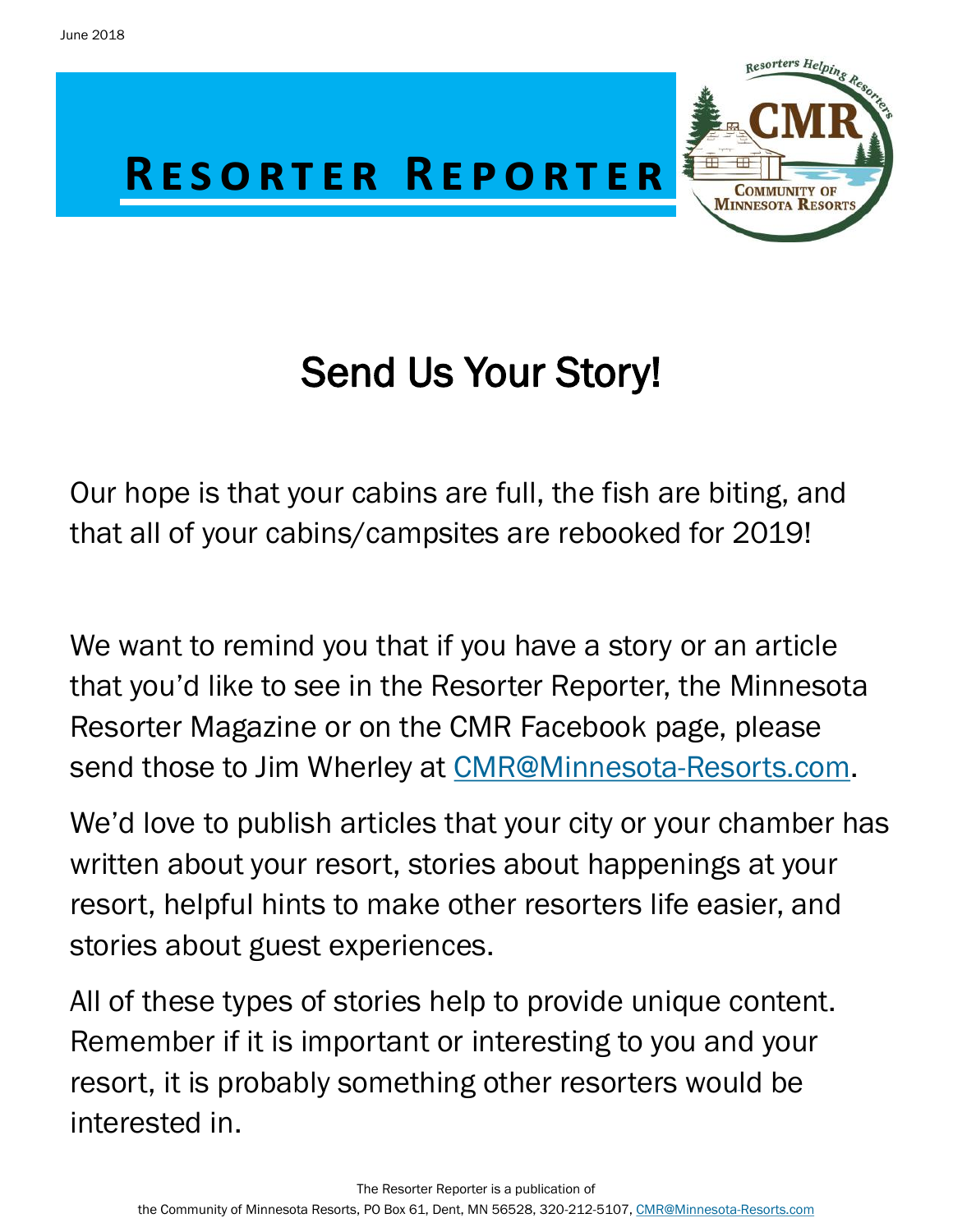June 2018

# Resorter Reporter

Resorters Helping Resorters

CMR

Community of Minnesota Resorts

## Send Us Your Story!

Our hope is that your cabins are full, the fish are biting, and that all of your cabins/campsites are rebooked for 2019!

We want to remind you that if you have a story or an article that you'd like to see in the Resorter Reporter, the Minnesota Resorter Magazine or on the CMR Facebook page, please send those to Jim Wherley at CMR@Minnesota-Resorts.com.

We'd love to publish articles that your city or your chamber has written about your resort, stories about happenings at your resort, helpful hints to make other resorters life easier, and stories about guest experiences.

All of these types of stories help to provide unique content. Remember if it is important or interesting to you and your resort, it is probably something other resorters would be interested in.

The Resorter Reporter is a publication of
the Community of Minnesota Resorts, PO Box 61, Dent, MN 56528, 320-212-5107, CMR@Minnesota-Resorts.com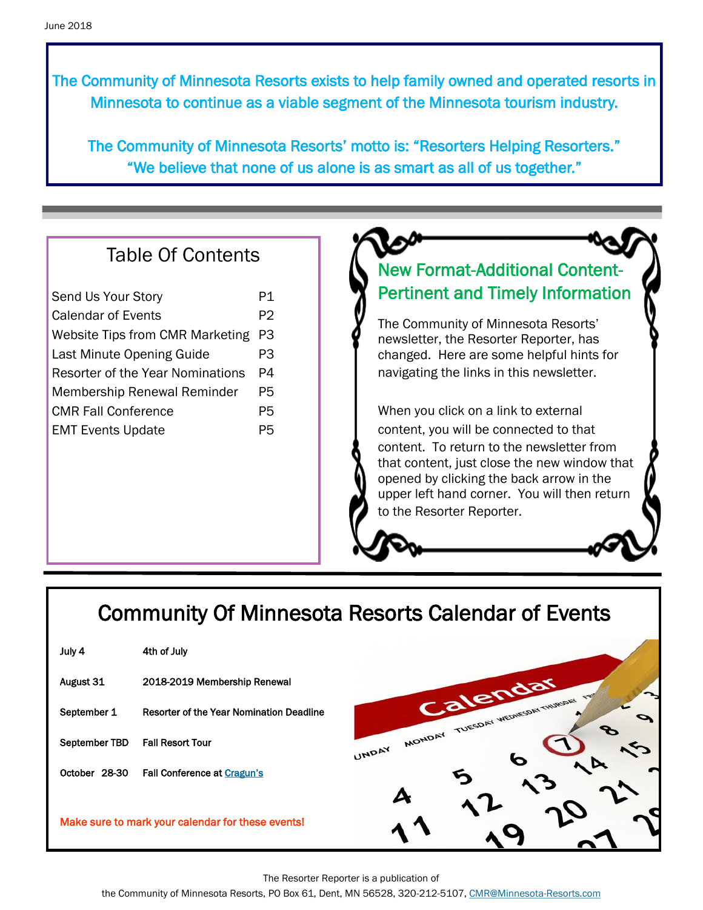June 2018

The Community of Minnesota Resorts exists to help family owned and operated resorts in Minnesota to continue as a viable segment of the Minnesota tourism industry.

The Community of Minnesota Resorts' motto is: "Resorters Helping Resorters."
"We believe that none of us alone is as smart as all of us together."

## Table Of Contents

| | |
|---|---|
| Send Us Your Story | P1 |
| Calendar of Events | P2 |
| Website Tips from CMR Marketing | P3 |
| Last Minute Opening Guide | P3 |
| Resorter of the Year Nominations | P4 |
| Membership Renewal Reminder | P5 |
| CMR Fall Conference | P5 |
| EMT Events Update | P5 |

## New Format-Additional Content-Pertinent and Timely Information

The Community of Minnesota Resorts' newsletter, the Resorter Reporter, has changed. Here are some helpful hints for navigating the links in this newsletter.

When you click on a link to external content, you will be connected to that content. To return to the newsletter from that content, just close the new window that opened by clicking the back arrow in the upper left hand corner. You will then return to the Resorter Reporter.

## Community Of Minnesota Resorts Calendar of Events

| | |
|---|---|
| July 4 | 4th of July |
| August 31 | 2018-2019 Membership Renewal |
| September 1 | Resorter of the Year Nomination Deadline |
| September TBD | Fall Resort Tour |
| October 28-30 | Fall Conference at Cragun's |

Make sure to mark your calendar for these events!

The Resorter Reporter is a publication of
the Community of Minnesota Resorts, PO Box 61, Dent, MN 56528, 320-212-5107, CMR@Minnesota-Resorts.com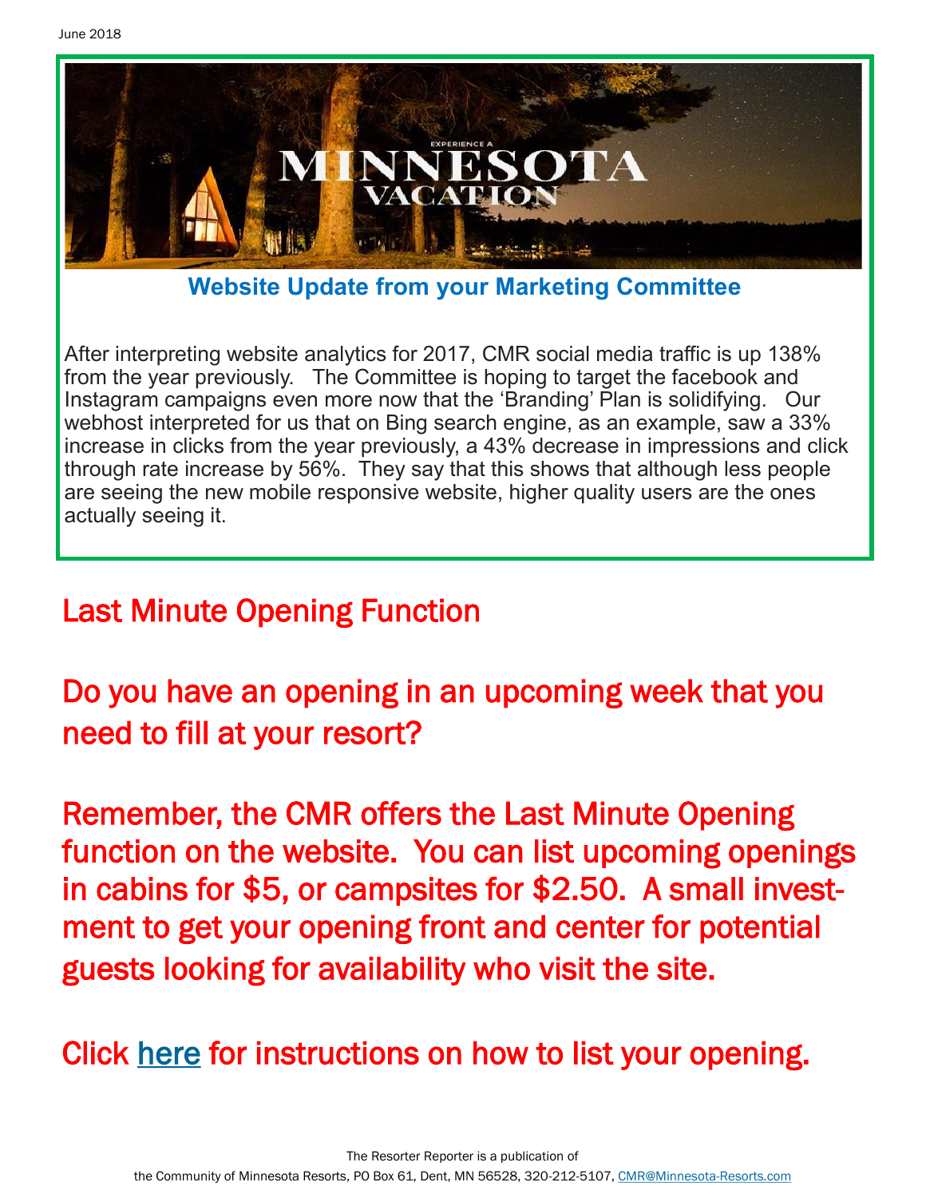June 2018

## Website Update from your Marketing Committee

After interpreting website analytics for 2017, CMR social media traffic is up 138% from the year previously. The Committee is hoping to target the facebook and Instagram campaigns even more now that the 'Branding' Plan is solidifying. Our webhost interpreted for us that on Bing search engine, as an example, saw a 33% increase in clicks from the year previously, a 43% decrease in impressions and click through rate increase by 56%. They say that this shows that although less people are seeing the new mobile responsive website, higher quality users are the ones actually seeing it.

## Last Minute Opening Function

Do you have an opening in an upcoming week that you need to fill at your resort?

Remember, the CMR offers the Last Minute Opening function on the website. You can list upcoming openings in cabins for $5, or campsites for $2.50. A small investment to get your opening front and center for potential guests looking for availability who visit the site.

Click here for instructions on how to list your opening.

The Resorter Reporter is a publication of the Community of Minnesota Resorts, PO Box 61, Dent, MN 56528, 320-212-5107, CMR@Minnesota-Resorts.com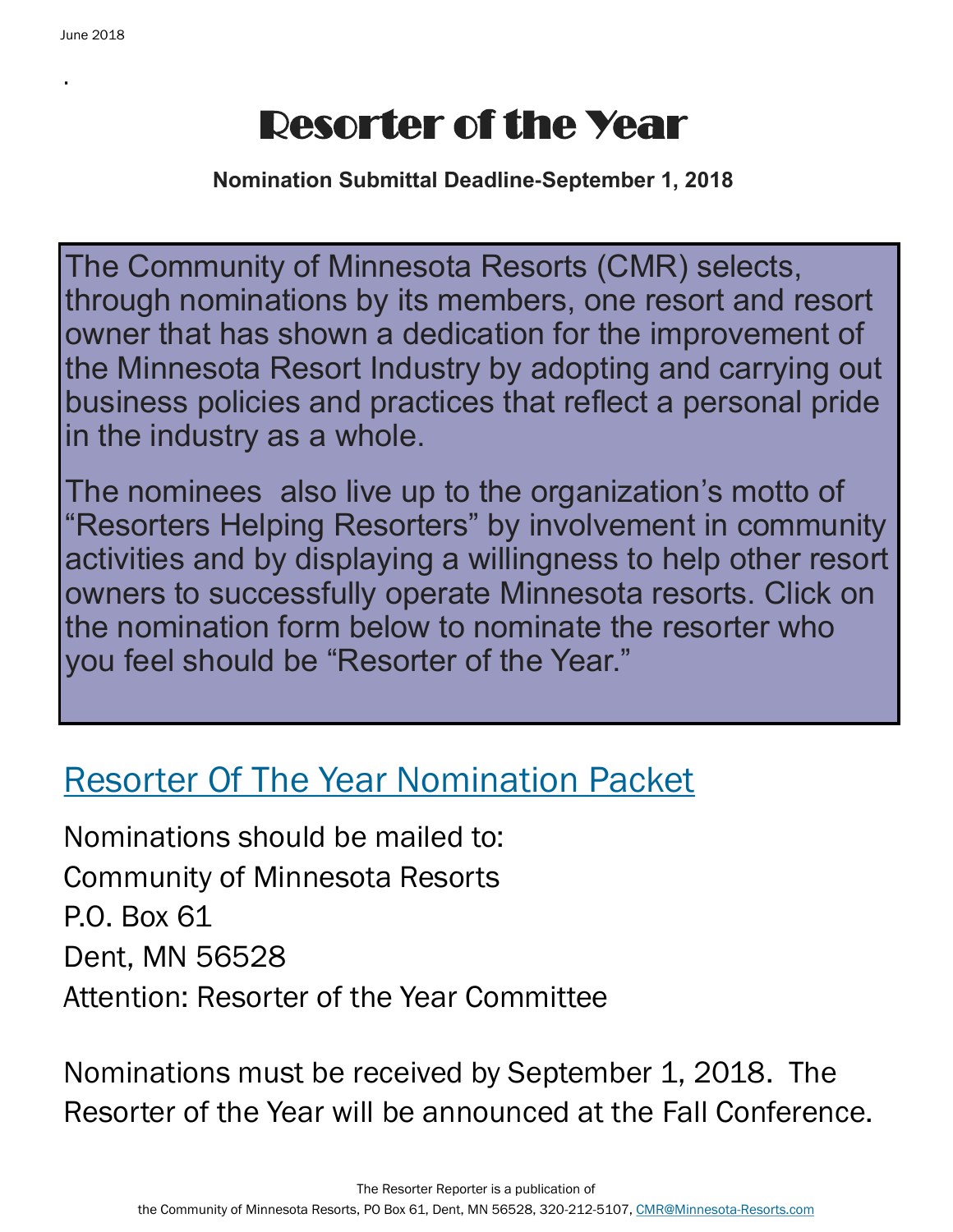# Resorter of the Year

**Nomination Submittal Deadline-September 1, 2018**

The Community of Minnesota Resorts (CMR) selects, through nominations by its members, one resort and resort owner that has shown a dedication for the improvement of the Minnesota Resort Industry by adopting and carrying out business policies and practices that reflect a personal pride in the industry as a whole.

The nominees also live up to the organization's motto of "Resorters Helping Resorters" by involvement in community activities and by displaying a willingness to help other resort owners to successfully operate Minnesota resorts. Click on the nomination form below to nominate the resorter who you feel should be "Resorter of the Year."

## Resorter Of The Year Nomination Packet

Nominations should be mailed to:
Community of Minnesota Resorts
P.O. Box 61
Dent, MN 56528
Attention: Resorter of the Year Committee

Nominations must be received by September 1, 2018. The Resorter of the Year will be announced at the Fall Conference.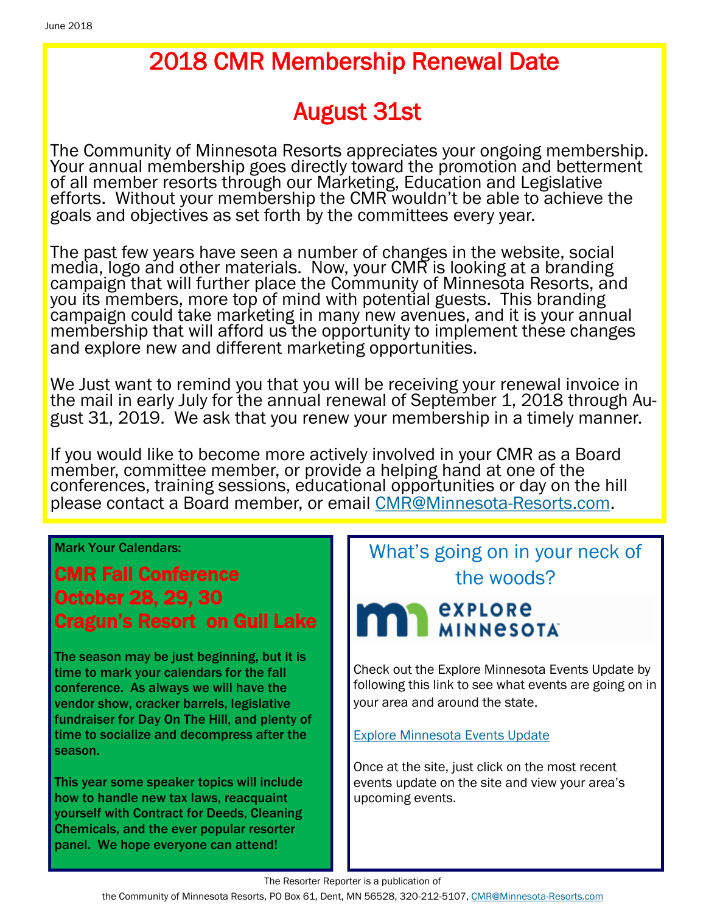June 2018

# 2018 CMR Membership Renewal Date

# August 31st

The Community of Minnesota Resorts appreciates your ongoing membership. Your annual membership goes directly toward the promotion and betterment of all member resorts through our Marketing, Education and Legislative efforts. Without your membership the CMR wouldn't be able to achieve the goals and objectives as set forth by the committees every year.

The past few years have seen a number of changes in the website, social media, logo and other materials. Now, your CMR is looking at a branding campaign that will further place the Community of Minnesota Resorts, and you its members, more top of mind with potential guests. This branding campaign could take marketing in many new avenues, and it is your annual membership that will afford us the opportunity to implement these changes and explore new and different marketing opportunities.

We Just want to remind you that you will be receiving your renewal invoice in the mail in early July for the annual renewal of September 1, 2018 through August 31, 2019. We ask that you renew your membership in a timely manner.

If you would like to become more actively involved in your CMR as a Board member, committee member, or provide a helping hand at one of the conferences, training sessions, educational opportunities or day on the hill please contact a Board member, or email CMR@Minnesota-Resorts.com.

**Mark Your Calendars:**

## CMR Fall Conference October 28, 29, 30 Cragun's Resort on Gull Lake

**The season may be just beginning, but it is time to mark your calendars for the fall conference. As always we will have the vendor show, cracker barrels, legislative fundraiser for Day On The Hill, and plenty of time to socialize and decompress after the season.**

**This year some speaker topics will include how to handle new tax laws, reacquaint yourself with Contract for Deeds, Cleaning Chemicals, and the ever popular resorter panel. We hope everyone can attend!**

## What's going on in your neck of the woods?

EXPLORE MINNESOTA

Check out the Explore Minnesota Events Update by following this link to see what events are going on in your area and around the state.

Explore Minnesota Events Update

Once at the site, just click on the most recent events update on the site and view your area's upcoming events.

The Resorter Reporter is a publication of the Community of Minnesota Resorts, PO Box 61, Dent, MN 56528, 320-212-5107, CMR@Minnesota-Resorts.com